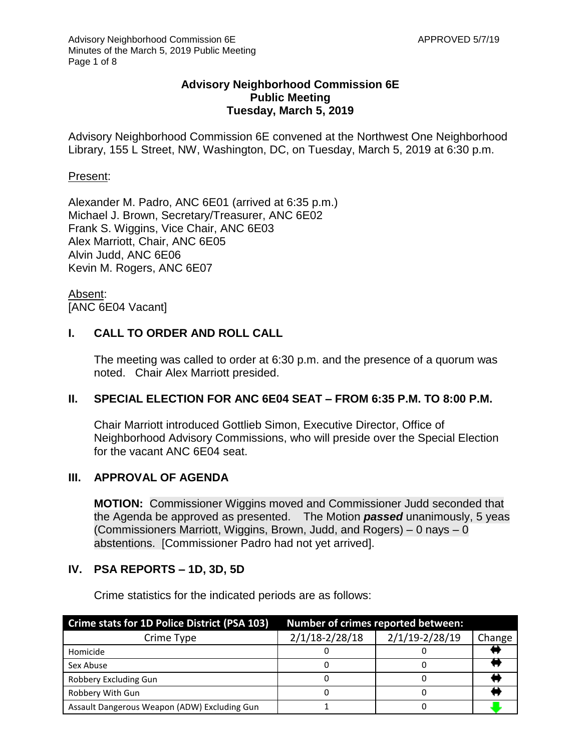# Advisory Neighborhood Commission 6E
## Public Meeting
## Tuesday, March 5, 2019

Advisory Neighborhood Commission 6E convened at the Northwest One Neighborhood Library, 155 L Street, NW, Washington, DC, on Tuesday, March 5, 2019 at 6:30 p.m.

Present:

Alexander M. Padro, ANC 6E01 (arrived at 6:35 p.m.)
Michael J. Brown, Secretary/Treasurer, ANC 6E02
Frank S. Wiggins, Vice Chair, ANC 6E03
Alex Marriott, Chair, ANC 6E05
Alvin Judd, ANC 6E06
Kevin M. Rogers, ANC 6E07

Absent:
[ANC 6E04 Vacant]

## I. CALL TO ORDER AND ROLL CALL

The meeting was called to order at 6:30 p.m. and the presence of a quorum was noted. Chair Alex Marriott presided.

## II. SPECIAL ELECTION FOR ANC 6E04 SEAT – FROM 6:35 P.M. TO 8:00 P.M.

Chair Marriott introduced Gottlieb Simon, Executive Director, Office of Neighborhood Advisory Commissions, who will preside over the Special Election for the vacant ANC 6E04 seat.

## III. APPROVAL OF AGENDA

**MOTION:** Commissioner Wiggins moved and Commissioner Judd seconded that the Agenda be approved as presented. The Motion ***passed*** unanimously, 5 yeas (Commissioners Marriott, Wiggins, Brown, Judd, and Rogers) – 0 nays – 0 abstentions. [Commissioner Padro had not yet arrived].

## IV. PSA REPORTS – 1D, 3D, 5D

Crime statistics for the indicated periods are as follows:

| Crime stats for 1D Police District (PSA 103) | Number of crimes reported between: | | |
|---|---|---|---|
| Crime Type | 2/1/18-2/28/18 | 2/1/19-2/28/19 | Change |
| Homicide | 0 | 0 | ↔ |
| Sex Abuse | 0 | 0 | ↔ |
| Robbery Excluding Gun | 0 | 0 | ↔ |
| Robbery With Gun | 0 | 0 | ↔ |
| Assault Dangerous Weapon (ADW) Excluding Gun | 1 | 0 | ↓ |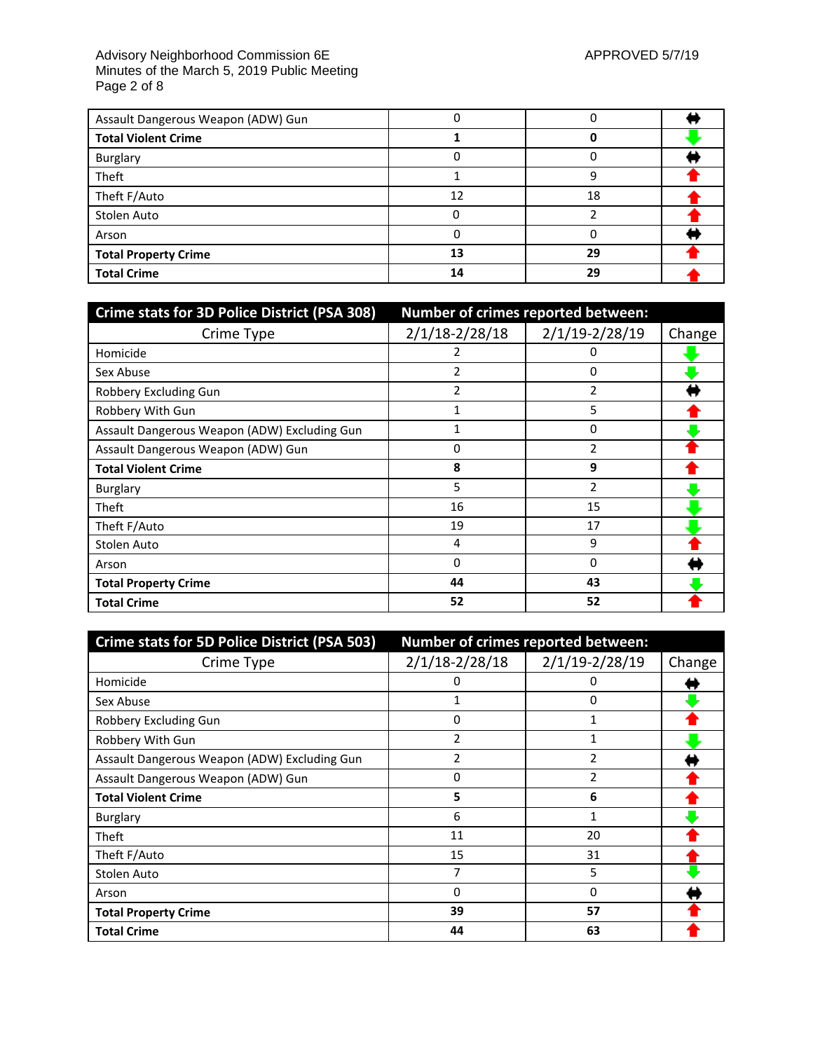| | | | |
|---|---|---|---|
| Assault Dangerous Weapon (ADW) Gun | 0 | 0 | ⇔ |
| **Total Violent Crime** | **1** | **0** | ⬇ |
| Burglary | 0 | 0 | ⇔ |
| Theft | 1 | 9 | ⬆ |
| Theft F/Auto | 12 | 18 | ⬆ |
| Stolen Auto | 0 | 2 | ⬆ |
| Arson | 0 | 0 | ⇔ |
| **Total Property Crime** | **13** | **29** | ⬆ |
| **Total Crime** | **14** | **29** | ⬆ |

| **Crime stats for 3D Police District (PSA 308)** | **Number of crimes reported between:** | | |
|---|---|---|---|
| Crime Type | 2/1/18-2/28/18 | 2/1/19-2/28/19 | Change |
| Homicide | 2 | 0 | ⬇ |
| Sex Abuse | 2 | 0 | ⬇ |
| Robbery Excluding Gun | 2 | 2 | ⇔ |
| Robbery With Gun | 1 | 5 | ⬆ |
| Assault Dangerous Weapon (ADW) Excluding Gun | 1 | 0 | ⬇ |
| Assault Dangerous Weapon (ADW) Gun | 0 | 2 | ⬆ |
| **Total Violent Crime** | **8** | **9** | ⬆ |
| Burglary | 5 | 2 | ⬇ |
| Theft | 16 | 15 | ⬇ |
| Theft F/Auto | 19 | 17 | ⬇ |
| Stolen Auto | 4 | 9 | ⬆ |
| Arson | 0 | 0 | ⇔ |
| **Total Property Crime** | **44** | **43** | ⬇ |
| **Total Crime** | **52** | **52** | ⬆ |

| **Crime stats for 5D Police District (PSA 503)** | **Number of crimes reported between:** | | |
|---|---|---|---|
| Crime Type | 2/1/18-2/28/18 | 2/1/19-2/28/19 | Change |
| Homicide | 0 | 0 | ⇔ |
| Sex Abuse | 1 | 0 | ⬇ |
| Robbery Excluding Gun | 0 | 1 | ⬆ |
| Robbery With Gun | 2 | 1 | ⬇ |
| Assault Dangerous Weapon (ADW) Excluding Gun | 2 | 2 | ⇔ |
| Assault Dangerous Weapon (ADW) Gun | 0 | 2 | ⬆ |
| **Total Violent Crime** | **5** | **6** | ⬆ |
| Burglary | 6 | 1 | ⬇ |
| Theft | 11 | 20 | ⬆ |
| Theft F/Auto | 15 | 31 | ⬆ |
| Stolen Auto | 7 | 5 | ⬇ |
| Arson | 0 | 0 | ⇔ |
| **Total Property Crime** | **39** | **57** | ⬆ |
| **Total Crime** | **44** | **63** | ⬆ |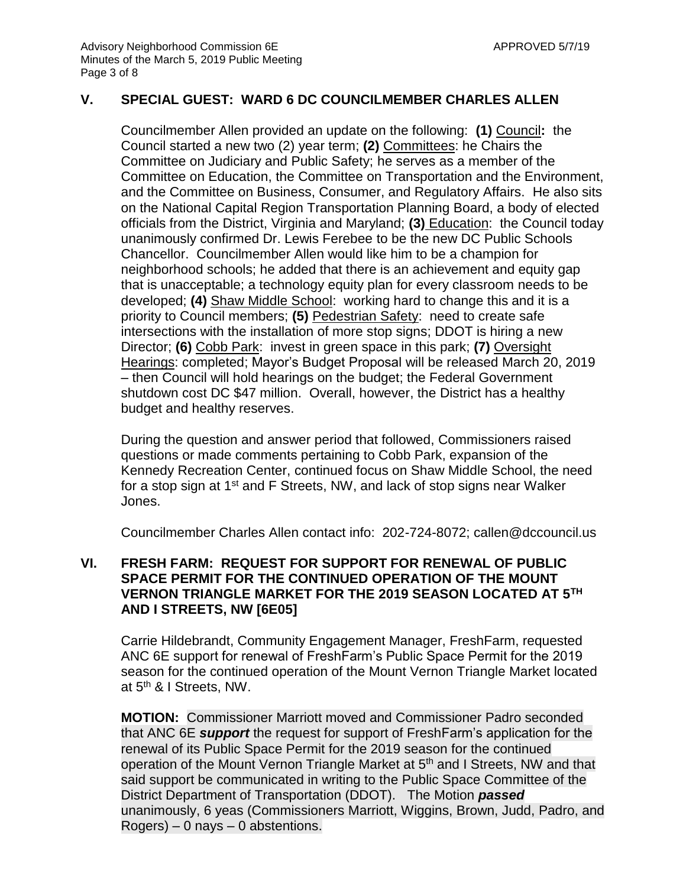## V. SPECIAL GUEST: WARD 6 DC COUNCILMEMBER CHARLES ALLEN

Councilmember Allen provided an update on the following: **(1)** Council**:** the Council started a new two (2) year term; **(2)** Committees: he Chairs the Committee on Judiciary and Public Safety; he serves as a member of the Committee on Education, the Committee on Transportation and the Environment, and the Committee on Business, Consumer, and Regulatory Affairs. He also sits on the National Capital Region Transportation Planning Board, a body of elected officials from the District, Virginia and Maryland; **(3)** Education: the Council today unanimously confirmed Dr. Lewis Ferebee to be the new DC Public Schools Chancellor. Councilmember Allen would like him to be a champion for neighborhood schools; he added that there is an achievement and equity gap that is unacceptable; a technology equity plan for every classroom needs to be developed; **(4)** Shaw Middle School: working hard to change this and it is a priority to Council members; **(5)** Pedestrian Safety: need to create safe intersections with the installation of more stop signs; DDOT is hiring a new Director; **(6)** Cobb Park: invest in green space in this park; **(7)** Oversight Hearings: completed; Mayor's Budget Proposal will be released March 20, 2019 – then Council will hold hearings on the budget; the Federal Government shutdown cost DC $47 million. Overall, however, the District has a healthy budget and healthy reserves.

During the question and answer period that followed, Commissioners raised questions or made comments pertaining to Cobb Park, expansion of the Kennedy Recreation Center, continued focus on Shaw Middle School, the need for a stop sign at 1st and F Streets, NW, and lack of stop signs near Walker Jones.

Councilmember Charles Allen contact info: 202-724-8072; callen@dccouncil.us

## VI. FRESH FARM: REQUEST FOR SUPPORT FOR RENEWAL OF PUBLIC SPACE PERMIT FOR THE CONTINUED OPERATION OF THE MOUNT VERNON TRIANGLE MARKET FOR THE 2019 SEASON LOCATED AT 5TH AND I STREETS, NW [6E05]

Carrie Hildebrandt, Community Engagement Manager, FreshFarm, requested ANC 6E support for renewal of FreshFarm's Public Space Permit for the 2019 season for the continued operation of the Mount Vernon Triangle Market located at 5th & I Streets, NW.

**MOTION:** Commissioner Marriott moved and Commissioner Padro seconded that ANC 6E ***support*** the request for support of FreshFarm's application for the renewal of its Public Space Permit for the 2019 season for the continued operation of the Mount Vernon Triangle Market at 5th and I Streets, NW and that said support be communicated in writing to the Public Space Committee of the District Department of Transportation (DDOT). The Motion ***passed*** unanimously, 6 yeas (Commissioners Marriott, Wiggins, Brown, Judd, Padro, and Rogers) – 0 nays – 0 abstentions.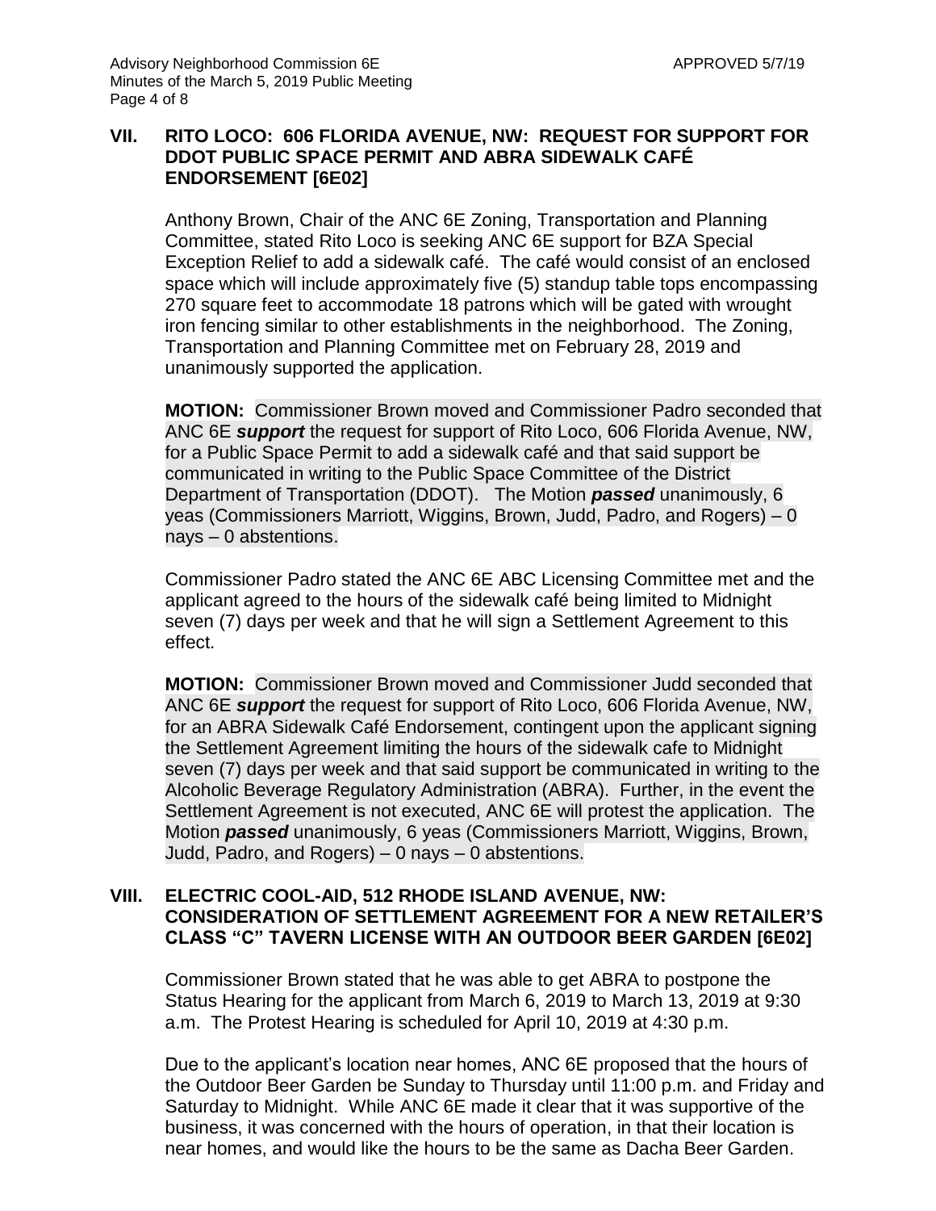## VII. RITO LOCO: 606 FLORIDA AVENUE, NW: REQUEST FOR SUPPORT FOR DDOT PUBLIC SPACE PERMIT AND ABRA SIDEWALK CAFÉ ENDORSEMENT [6E02]

Anthony Brown, Chair of the ANC 6E Zoning, Transportation and Planning Committee, stated Rito Loco is seeking ANC 6E support for BZA Special Exception Relief to add a sidewalk café. The café would consist of an enclosed space which will include approximately five (5) standup table tops encompassing 270 square feet to accommodate 18 patrons which will be gated with wrought iron fencing similar to other establishments in the neighborhood. The Zoning, Transportation and Planning Committee met on February 28, 2019 and unanimously supported the application.

**MOTION:** Commissioner Brown moved and Commissioner Padro seconded that ANC 6E ***support*** the request for support of Rito Loco, 606 Florida Avenue, NW, for a Public Space Permit to add a sidewalk café and that said support be communicated in writing to the Public Space Committee of the District Department of Transportation (DDOT). The Motion ***passed*** unanimously, 6 yeas (Commissioners Marriott, Wiggins, Brown, Judd, Padro, and Rogers) – 0 nays – 0 abstentions.

Commissioner Padro stated the ANC 6E ABC Licensing Committee met and the applicant agreed to the hours of the sidewalk café being limited to Midnight seven (7) days per week and that he will sign a Settlement Agreement to this effect.

**MOTION:** Commissioner Brown moved and Commissioner Judd seconded that ANC 6E ***support*** the request for support of Rito Loco, 606 Florida Avenue, NW, for an ABRA Sidewalk Café Endorsement, contingent upon the applicant signing the Settlement Agreement limiting the hours of the sidewalk cafe to Midnight seven (7) days per week and that said support be communicated in writing to the Alcoholic Beverage Regulatory Administration (ABRA). Further, in the event the Settlement Agreement is not executed, ANC 6E will protest the application. The Motion ***passed*** unanimously, 6 yeas (Commissioners Marriott, Wiggins, Brown, Judd, Padro, and Rogers) – 0 nays – 0 abstentions.

## VIII. ELECTRIC COOL-AID, 512 RHODE ISLAND AVENUE, NW: CONSIDERATION OF SETTLEMENT AGREEMENT FOR A NEW RETAILER'S CLASS "C" TAVERN LICENSE WITH AN OUTDOOR BEER GARDEN [6E02]

Commissioner Brown stated that he was able to get ABRA to postpone the Status Hearing for the applicant from March 6, 2019 to March 13, 2019 at 9:30 a.m. The Protest Hearing is scheduled for April 10, 2019 at 4:30 p.m.

Due to the applicant's location near homes, ANC 6E proposed that the hours of the Outdoor Beer Garden be Sunday to Thursday until 11:00 p.m. and Friday and Saturday to Midnight. While ANC 6E made it clear that it was supportive of the business, it was concerned with the hours of operation, in that their location is near homes, and would like the hours to be the same as Dacha Beer Garden.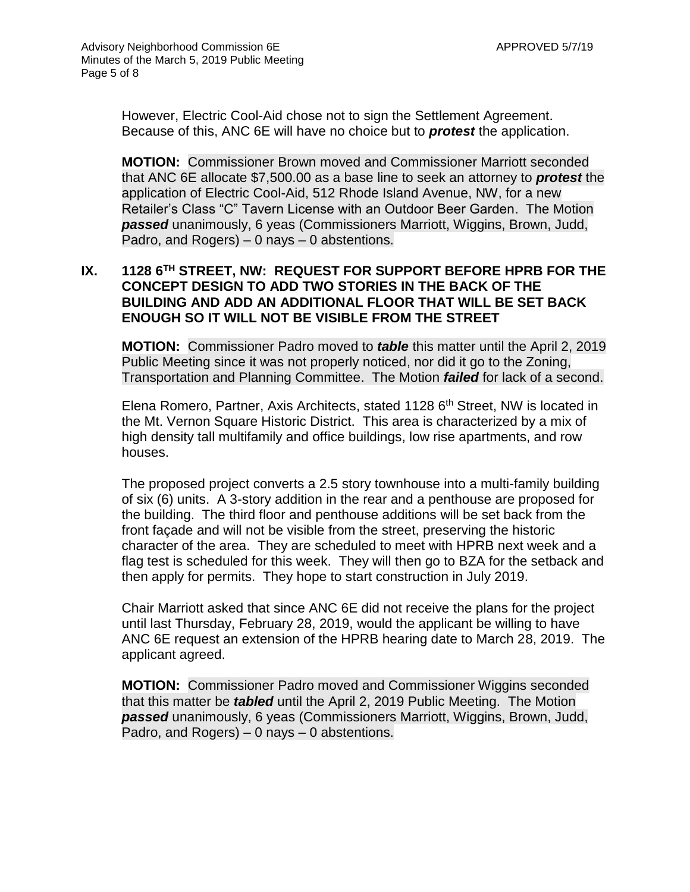However, Electric Cool-Aid chose not to sign the Settlement Agreement. Because of this, ANC 6E will have no choice but to ***protest*** the application.

**MOTION:** Commissioner Brown moved and Commissioner Marriott seconded that ANC 6E allocate $7,500.00 as a base line to seek an attorney to ***protest*** the application of Electric Cool-Aid, 512 Rhode Island Avenue, NW, for a new Retailer's Class "C" Tavern License with an Outdoor Beer Garden. The Motion ***passed*** unanimously, 6 yeas (Commissioners Marriott, Wiggins, Brown, Judd, Padro, and Rogers) – 0 nays – 0 abstentions.

## IX. 1128 6TH STREET, NW: REQUEST FOR SUPPORT BEFORE HPRB FOR THE CONCEPT DESIGN TO ADD TWO STORIES IN THE BACK OF THE BUILDING AND ADD AN ADDITIONAL FLOOR THAT WILL BE SET BACK ENOUGH SO IT WILL NOT BE VISIBLE FROM THE STREET

**MOTION:** Commissioner Padro moved to ***table*** this matter until the April 2, 2019 Public Meeting since it was not properly noticed, nor did it go to the Zoning, Transportation and Planning Committee. The Motion ***failed*** for lack of a second.

Elena Romero, Partner, Axis Architects, stated 1128 6th Street, NW is located in the Mt. Vernon Square Historic District. This area is characterized by a mix of high density tall multifamily and office buildings, low rise apartments, and row houses.

The proposed project converts a 2.5 story townhouse into a multi-family building of six (6) units. A 3-story addition in the rear and a penthouse are proposed for the building. The third floor and penthouse additions will be set back from the front façade and will not be visible from the street, preserving the historic character of the area. They are scheduled to meet with HPRB next week and a flag test is scheduled for this week. They will then go to BZA for the setback and then apply for permits. They hope to start construction in July 2019.

Chair Marriott asked that since ANC 6E did not receive the plans for the project until last Thursday, February 28, 2019, would the applicant be willing to have ANC 6E request an extension of the HPRB hearing date to March 28, 2019. The applicant agreed.

**MOTION:** Commissioner Padro moved and Commissioner Wiggins seconded that this matter be ***tabled*** until the April 2, 2019 Public Meeting. The Motion ***passed*** unanimously, 6 yeas (Commissioners Marriott, Wiggins, Brown, Judd, Padro, and Rogers) – 0 nays – 0 abstentions.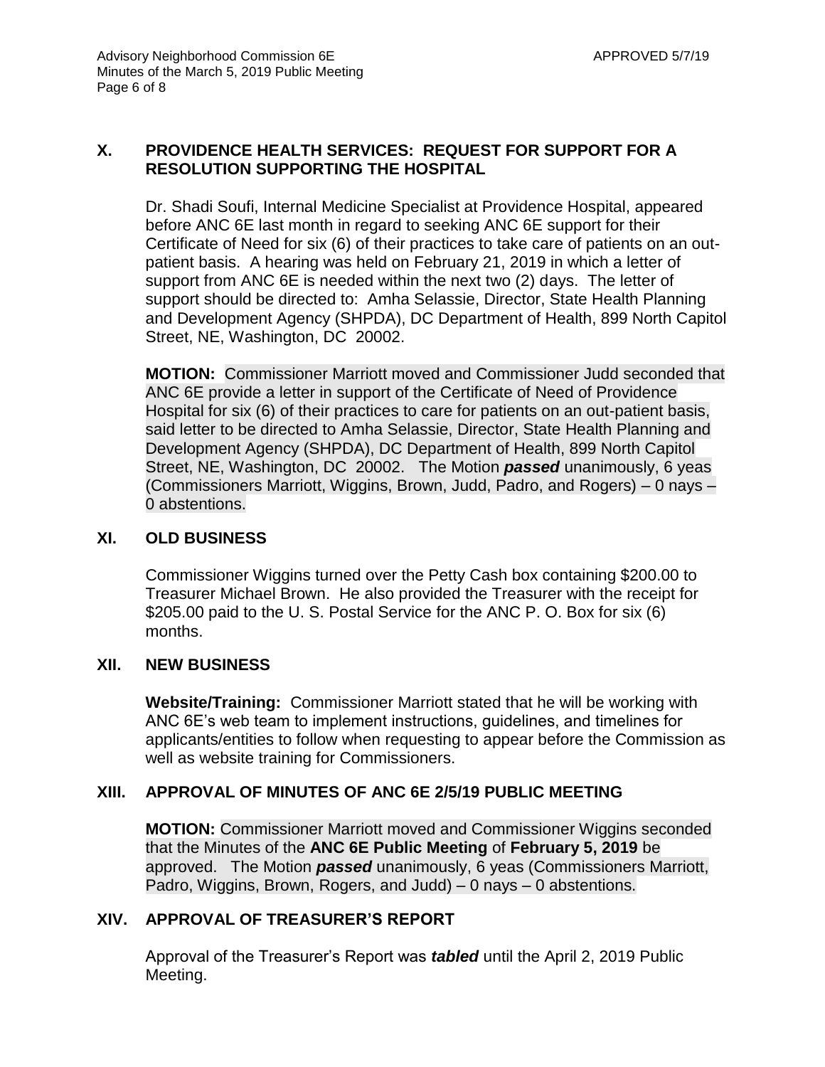## X. PROVIDENCE HEALTH SERVICES: REQUEST FOR SUPPORT FOR A RESOLUTION SUPPORTING THE HOSPITAL

Dr. Shadi Soufi, Internal Medicine Specialist at Providence Hospital, appeared before ANC 6E last month in regard to seeking ANC 6E support for their Certificate of Need for six (6) of their practices to take care of patients on an out-patient basis. A hearing was held on February 21, 2019 in which a letter of support from ANC 6E is needed within the next two (2) days. The letter of support should be directed to: Amha Selassie, Director, State Health Planning and Development Agency (SHPDA), DC Department of Health, 899 North Capitol Street, NE, Washington, DC 20002.

**MOTION:** Commissioner Marriott moved and Commissioner Judd seconded that ANC 6E provide a letter in support of the Certificate of Need of Providence Hospital for six (6) of their practices to care for patients on an out-patient basis, said letter to be directed to Amha Selassie, Director, State Health Planning and Development Agency (SHPDA), DC Department of Health, 899 North Capitol Street, NE, Washington, DC 20002. The Motion ***passed*** unanimously, 6 yeas (Commissioners Marriott, Wiggins, Brown, Judd, Padro, and Rogers) – 0 nays – 0 abstentions.

## XI. OLD BUSINESS

Commissioner Wiggins turned over the Petty Cash box containing $200.00 to Treasurer Michael Brown. He also provided the Treasurer with the receipt for $205.00 paid to the U. S. Postal Service for the ANC P. O. Box for six (6) months.

## XII. NEW BUSINESS

**Website/Training:** Commissioner Marriott stated that he will be working with ANC 6E's web team to implement instructions, guidelines, and timelines for applicants/entities to follow when requesting to appear before the Commission as well as website training for Commissioners.

## XIII. APPROVAL OF MINUTES OF ANC 6E 2/5/19 PUBLIC MEETING

**MOTION:** Commissioner Marriott moved and Commissioner Wiggins seconded that the Minutes of the **ANC 6E Public Meeting** of **February 5, 2019** be approved. The Motion ***passed*** unanimously, 6 yeas (Commissioners Marriott, Padro, Wiggins, Brown, Rogers, and Judd) – 0 nays – 0 abstentions.

## XIV. APPROVAL OF TREASURER'S REPORT

Approval of the Treasurer's Report was ***tabled*** until the April 2, 2019 Public Meeting.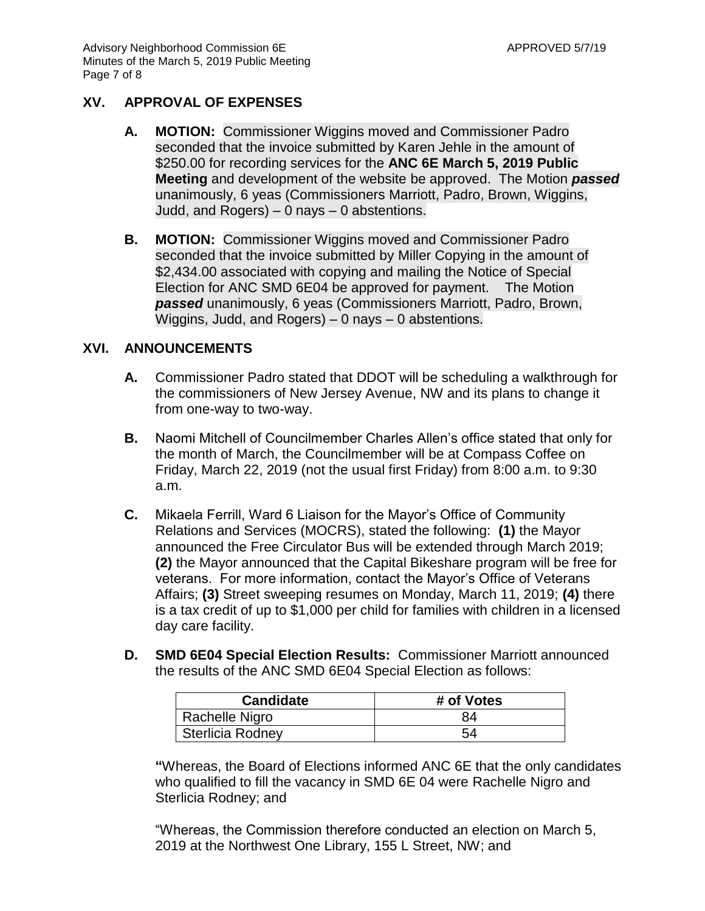## XV. APPROVAL OF EXPENSES

**A. MOTION:** Commissioner Wiggins moved and Commissioner Padro seconded that the invoice submitted by Karen Jehle in the amount of $250.00 for recording services for the **ANC 6E March 5, 2019 Public Meeting** and development of the website be approved. The Motion ***passed*** unanimously, 6 yeas (Commissioners Marriott, Padro, Brown, Wiggins, Judd, and Rogers) – 0 nays – 0 abstentions.

**B. MOTION:** Commissioner Wiggins moved and Commissioner Padro seconded that the invoice submitted by Miller Copying in the amount of $2,434.00 associated with copying and mailing the Notice of Special Election for ANC SMD 6E04 be approved for payment. The Motion ***passed*** unanimously, 6 yeas (Commissioners Marriott, Padro, Brown, Wiggins, Judd, and Rogers) – 0 nays – 0 abstentions.

## XVI. ANNOUNCEMENTS

**A.** Commissioner Padro stated that DDOT will be scheduling a walkthrough for the commissioners of New Jersey Avenue, NW and its plans to change it from one-way to two-way.

**B.** Naomi Mitchell of Councilmember Charles Allen's office stated that only for the month of March, the Councilmember will be at Compass Coffee on Friday, March 22, 2019 (not the usual first Friday) from 8:00 a.m. to 9:30 a.m.

**C.** Mikaela Ferrill, Ward 6 Liaison for the Mayor's Office of Community Relations and Services (MOCRS), stated the following: **(1)** the Mayor announced the Free Circulator Bus will be extended through March 2019; **(2)** the Mayor announced that the Capital Bikeshare program will be free for veterans. For more information, contact the Mayor's Office of Veterans Affairs; **(3)** Street sweeping resumes on Monday, March 11, 2019; **(4)** there is a tax credit of up to $1,000 per child for families with children in a licensed day care facility.

**D. SMD 6E04 Special Election Results:** Commissioner Marriott announced the results of the ANC SMD 6E04 Special Election as follows:

| Candidate | # of Votes |
|---|---|
| Rachelle Nigro | 84 |
| Sterlicia Rodney | 54 |

"Whereas, the Board of Elections informed ANC 6E that the only candidates who qualified to fill the vacancy in SMD 6E 04 were Rachelle Nigro and Sterlicia Rodney; and

"Whereas, the Commission therefore conducted an election on March 5, 2019 at the Northwest One Library, 155 L Street, NW; and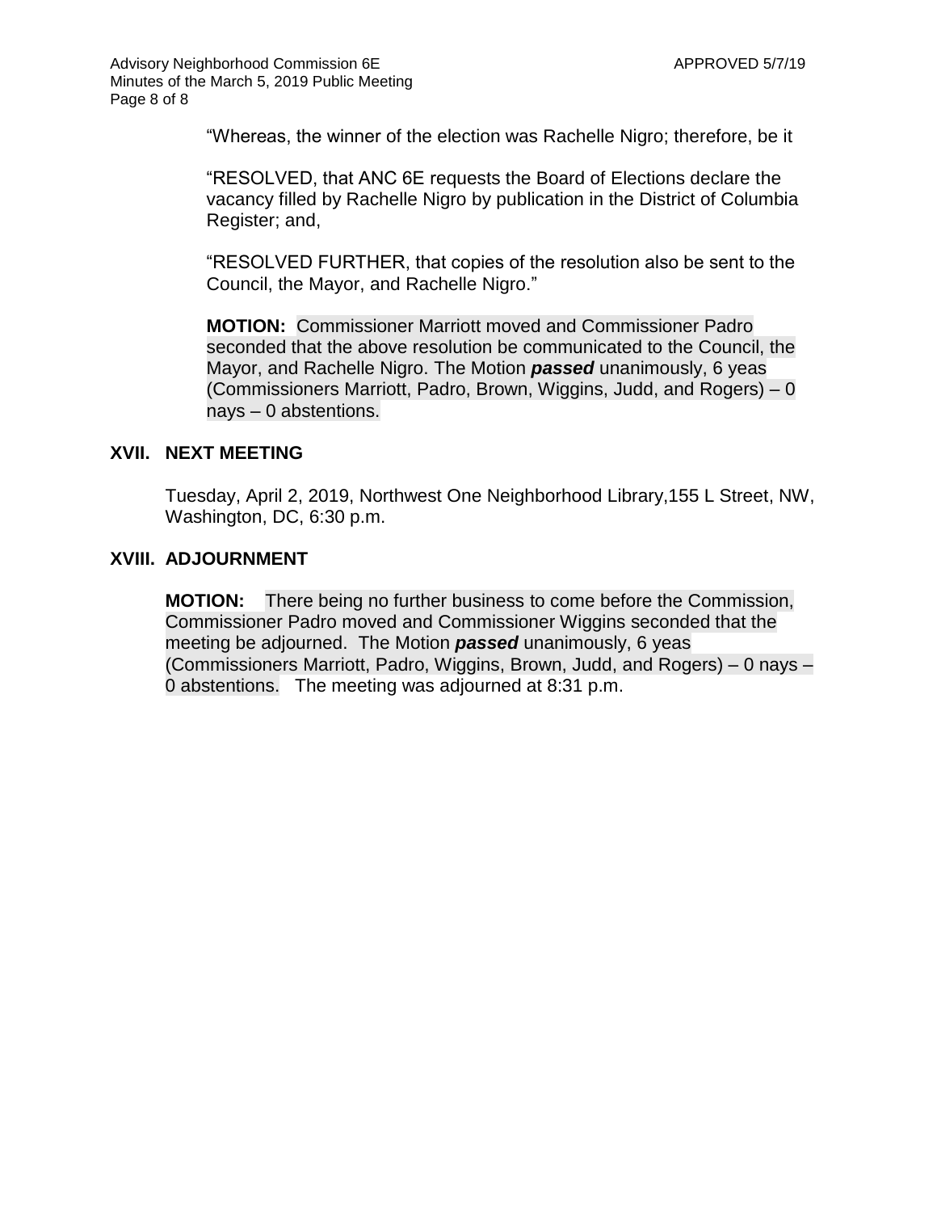"Whereas, the winner of the election was Rachelle Nigro; therefore, be it

"RESOLVED, that ANC 6E requests the Board of Elections declare the vacancy filled by Rachelle Nigro by publication in the District of Columbia Register; and,

"RESOLVED FURTHER, that copies of the resolution also be sent to the Council, the Mayor, and Rachelle Nigro."

**MOTION:** Commissioner Marriott moved and Commissioner Padro seconded that the above resolution be communicated to the Council, the Mayor, and Rachelle Nigro. The Motion ***passed*** unanimously, 6 yeas (Commissioners Marriott, Padro, Brown, Wiggins, Judd, and Rogers) – 0 nays – 0 abstentions.

## XVII. NEXT MEETING

Tuesday, April 2, 2019, Northwest One Neighborhood Library,155 L Street, NW, Washington, DC, 6:30 p.m.

## XVIII. ADJOURNMENT

**MOTION:** There being no further business to come before the Commission, Commissioner Padro moved and Commissioner Wiggins seconded that the meeting be adjourned. The Motion ***passed*** unanimously, 6 yeas (Commissioners Marriott, Padro, Wiggins, Brown, Judd, and Rogers) – 0 nays – 0 abstentions. The meeting was adjourned at 8:31 p.m.